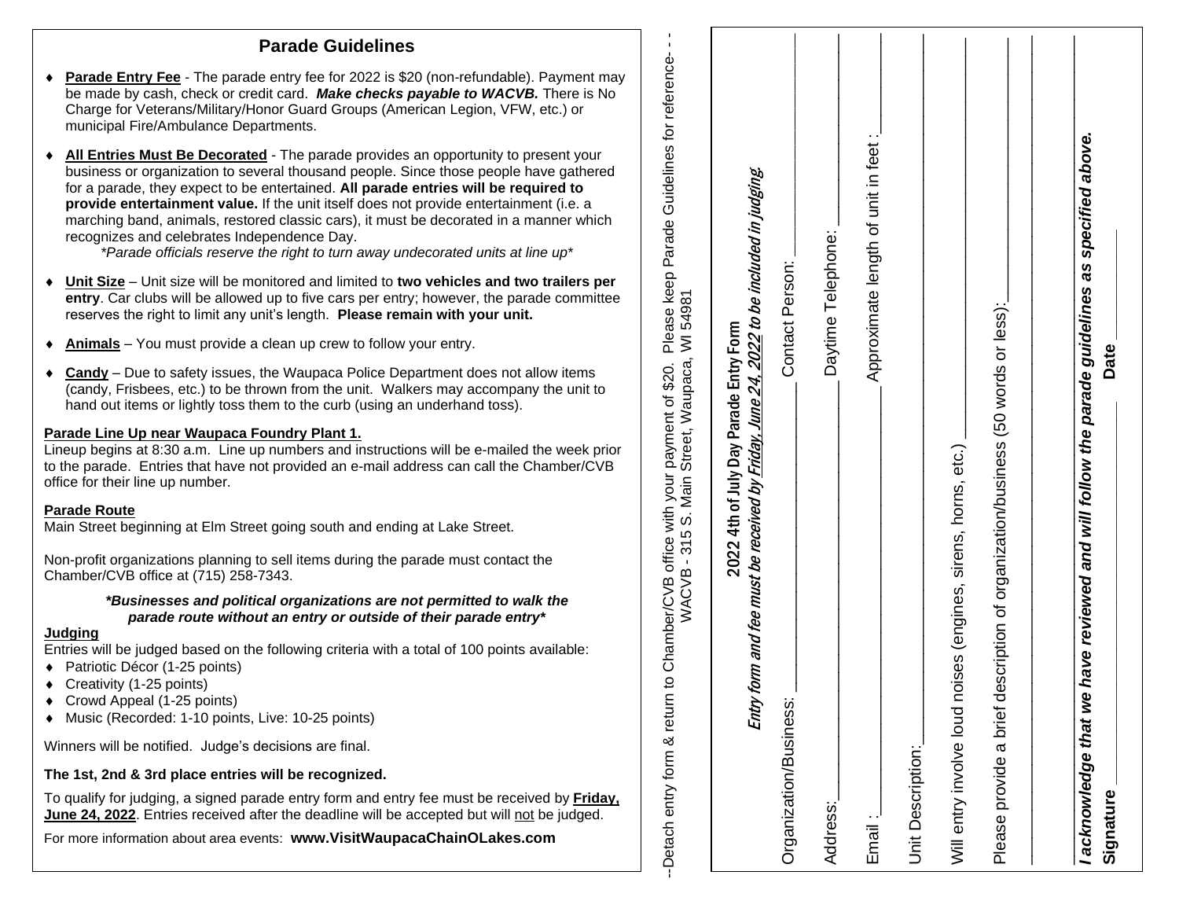# Parade Guidelines

- **Parade Entry Fee** - The parade entry fee for 2022 is $20 (non-refundable). Payment may be made by cash, check or credit card. ***Make checks payable to WACVB.*** There is No Charge for Veterans/Military/Honor Guard Groups (American Legion, VFW, etc.) or municipal Fire/Ambulance Departments.

- **All Entries Must Be Decorated** - The parade provides an opportunity to present your business or organization to several thousand people. Since those people have gathered for a parade, they expect to be entertained. **All parade entries will be required to provide entertainment value.** If the unit itself does not provide entertainment (i.e. a marching band, animals, restored classic cars), it must be decorated in a manner which recognizes and celebrates Independence Day.
  *\*Parade officials reserve the right to turn away undecorated units at line up\**

- **Unit Size** – Unit size will be monitored and limited to **two vehicles and two trailers per entry**. Car clubs will be allowed up to five cars per entry; however, the parade committee reserves the right to limit any unit's length. **Please remain with your unit.**

- **Animals** – You must provide a clean up crew to follow your entry.

- **Candy** – Due to safety issues, the Waupaca Police Department does not allow items (candy, Frisbees, etc.) to be thrown from the unit. Walkers may accompany the unit to hand out items or lightly toss them to the curb (using an underhand toss).

**Parade Line Up near Waupaca Foundry Plant 1.**

Lineup begins at 8:30 a.m. Line up numbers and instructions will be e-mailed the week prior to the parade. Entries that have not provided an e-mail address can call the Chamber/CVB office for their line up number.

**Parade Route**

Main Street beginning at Elm Street going south and ending at Lake Street.

Non-profit organizations planning to sell items during the parade must contact the Chamber/CVB office at (715) 258-7343.

***\*Businesses and political organizations are not permitted to walk the parade route without an entry or outside of their parade entry\****

**Judging**

Entries will be judged based on the following criteria with a total of 100 points available:

- Patriotic Décor (1-25 points)
- Creativity (1-25 points)
- Crowd Appeal (1-25 points)
- Music (Recorded: 1-10 points, Live: 10-25 points)

Winners will be notified. Judge's decisions are final.

**The 1st, 2nd & 3rd place entries will be recognized.**

To qualify for judging, a signed parade entry form and entry fee must be received by **Friday, June 24, 2022**. Entries received after the deadline will be accepted but will not be judged.

For more information about area events: **www.VisitWaupacaChainOLakes.com**

--Detach entry form & return to Chamber/CVB office with your payment of $20. Please keep Parade Guidelines for reference- - -
WACVB - 315 S. Main Street, Waupaca, WI 54981

## 2022 4th of July Day Parade Entry Form

***Entry form and fee must be received by Friday, June 24, 2022 to be included in judging***

Organization/Business: ____________________ Contact Person: ____________________

Address: ____________________ Daytime Telephone: ____________________

Email: ____________________ Approximate length of unit in feet: ____________________

Unit Description: ____________________

Will entry involve loud noises (engines, sirens, horns, etc.) ____________________

Please provide a brief description of organization/business (50 words or less): ____________________

____________________

____________________

***I acknowledge that we have reviewed and will follow the parade guidelines as specified above.***

**Signature** ____________________ **Date** ____________________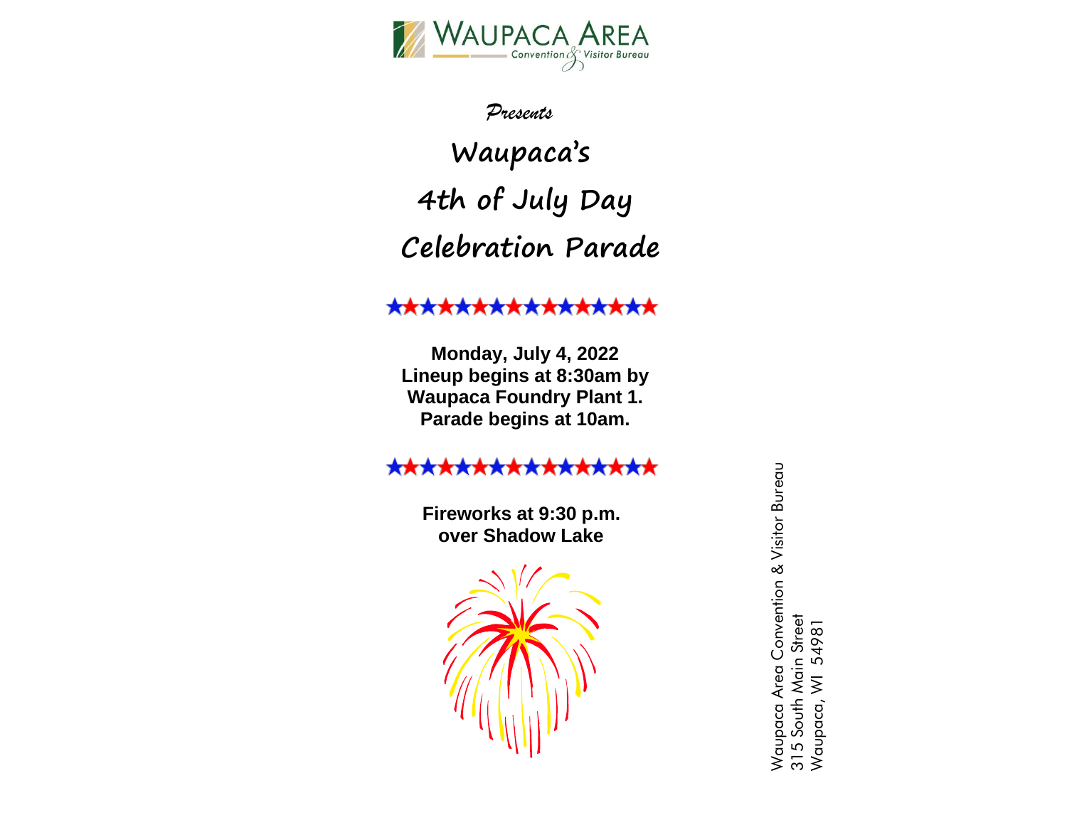WAUPACA AREA
Convention & Visitor Bureau

*Presents*

# Waupaca's 4th of July Day Celebration Parade

★★★★★★★★★★★★★★★★

**Monday, July 4, 2022**
**Lineup begins at 8:30am by Waupaca Foundry Plant 1.**
**Parade begins at 10am.**

★★★★★★★★★★★★★★★★

**Fireworks at 9:30 p.m. over Shadow Lake**

Waupaca Area Convention & Visitor Bureau
315 South Main Street
Waupaca, WI 54981